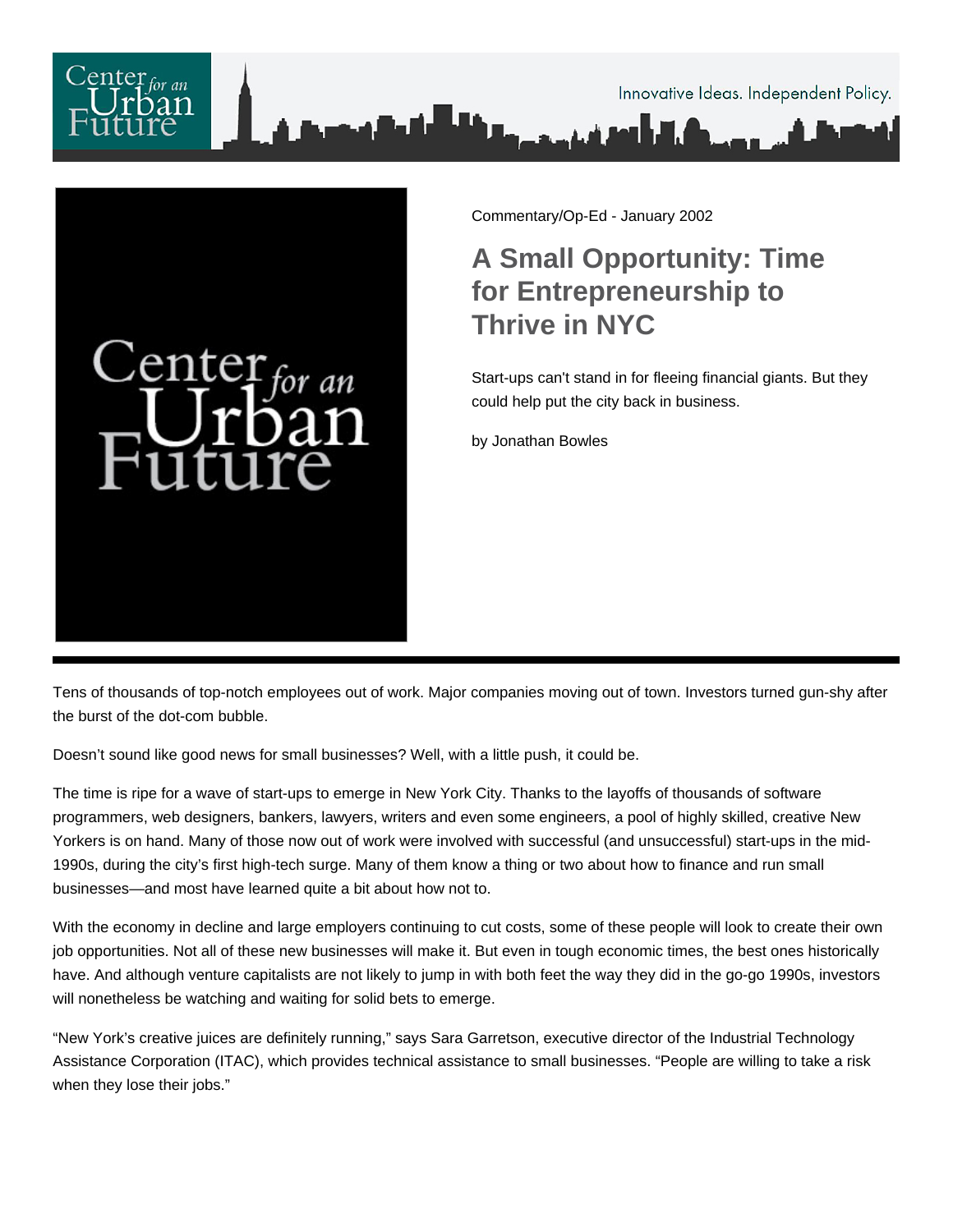Commentary/Op-Ed - January 2002

# A Small Opportunity: Time for Entrepreneurship to Thrive in NYC

Start-ups can't stand in for fleeing financial giants. But they could help put the city back in business.

by Jonathan Bowles

---

Tens of thousands of top-notch employees out of work. Major companies moving out of town. Investors turned gun-shy after the burst of the dot-com bubble.

Doesn't sound like good news for small businesses? Well, with a little push, it could be.

The time is ripe for a wave of start-ups to emerge in New York City. Thanks to the layoffs of thousands of software programmers, web designers, bankers, lawyers, writers and even some engineers, a pool of highly skilled, creative New Yorkers is on hand. Many of those now out of work were involved with successful (and unsuccessful) start-ups in the mid-1990s, during the city's first high-tech surge. Many of them know a thing or two about how to finance and run small businesses—and most have learned quite a bit about how not to.

With the economy in decline and large employers continuing to cut costs, some of these people will look to create their own job opportunities. Not all of these new businesses will make it. But even in tough economic times, the best ones historically have. And although venture capitalists are not likely to jump in with both feet the way they did in the go-go 1990s, investors will nonetheless be watching and waiting for solid bets to emerge.

"New York's creative juices are definitely running," says Sara Garretson, executive director of the Industrial Technology Assistance Corporation (ITAC), which provides technical assistance to small businesses. "People are willing to take a risk when they lose their jobs."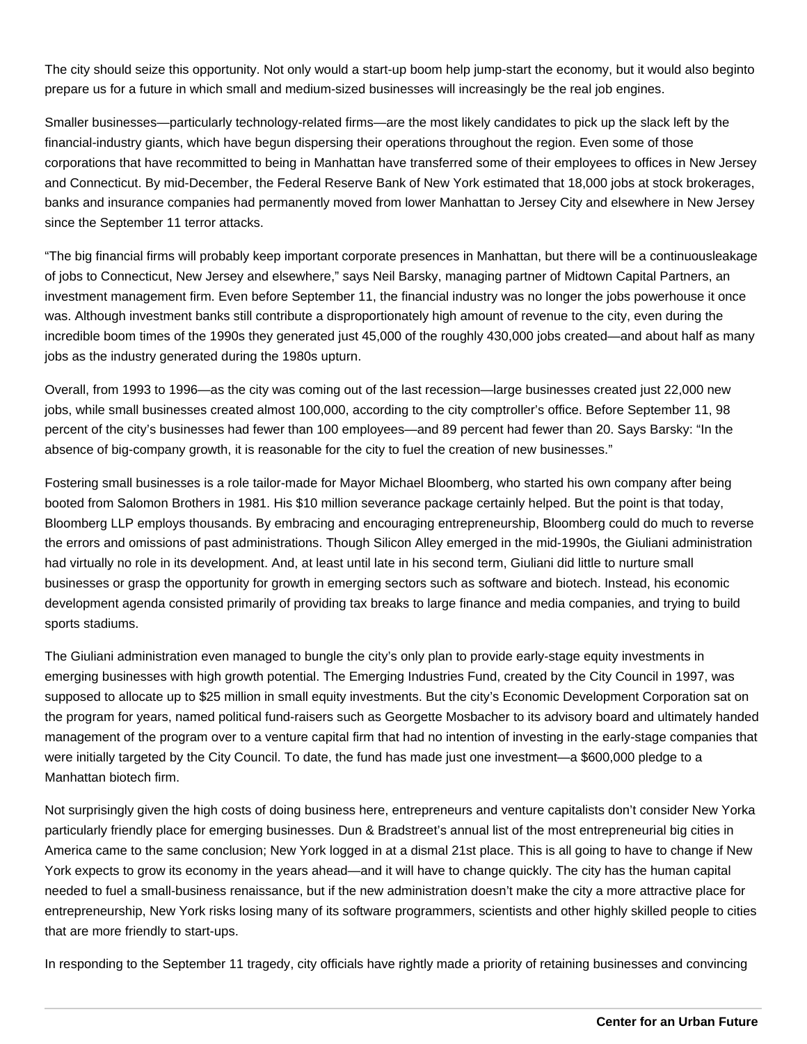The city should seize this opportunity. Not only would a start-up boom help jump-start the economy, but it would also beginto prepare us for a future in which small and medium-sized businesses will increasingly be the real job engines.

Smaller businesses—particularly technology-related firms—are the most likely candidates to pick up the slack left by the financial-industry giants, which have begun dispersing their operations throughout the region. Even some of those corporations that have recommitted to being in Manhattan have transferred some of their employees to offices in New Jersey and Connecticut. By mid-December, the Federal Reserve Bank of New York estimated that 18,000 jobs at stock brokerages, banks and insurance companies had permanently moved from lower Manhattan to Jersey City and elsewhere in New Jersey since the September 11 terror attacks.

"The big financial firms will probably keep important corporate presences in Manhattan, but there will be a continuousleakage of jobs to Connecticut, New Jersey and elsewhere," says Neil Barsky, managing partner of Midtown Capital Partners, an investment management firm. Even before September 11, the financial industry was no longer the jobs powerhouse it once was. Although investment banks still contribute a disproportionately high amount of revenue to the city, even during the incredible boom times of the 1990s they generated just 45,000 of the roughly 430,000 jobs created—and about half as many jobs as the industry generated during the 1980s upturn.

Overall, from 1993 to 1996—as the city was coming out of the last recession—large businesses created just 22,000 new jobs, while small businesses created almost 100,000, according to the city comptroller's office. Before September 11, 98 percent of the city's businesses had fewer than 100 employees—and 89 percent had fewer than 20. Says Barsky: "In the absence of big-company growth, it is reasonable for the city to fuel the creation of new businesses."

Fostering small businesses is a role tailor-made for Mayor Michael Bloomberg, who started his own company after being booted from Salomon Brothers in 1981. His $10 million severance package certainly helped. But the point is that today, Bloomberg LLP employs thousands. By embracing and encouraging entrepreneurship, Bloomberg could do much to reverse the errors and omissions of past administrations. Though Silicon Alley emerged in the mid-1990s, the Giuliani administration had virtually no role in its development. And, at least until late in his second term, Giuliani did little to nurture small businesses or grasp the opportunity for growth in emerging sectors such as software and biotech. Instead, his economic development agenda consisted primarily of providing tax breaks to large finance and media companies, and trying to build sports stadiums.

The Giuliani administration even managed to bungle the city's only plan to provide early-stage equity investments in emerging businesses with high growth potential. The Emerging Industries Fund, created by the City Council in 1997, was supposed to allocate up to $25 million in small equity investments. But the city's Economic Development Corporation sat on the program for years, named political fund-raisers such as Georgette Mosbacher to its advisory board and ultimately handed management of the program over to a venture capital firm that had no intention of investing in the early-stage companies that were initially targeted by the City Council. To date, the fund has made just one investment—a $600,000 pledge to a Manhattan biotech firm.

Not surprisingly given the high costs of doing business here, entrepreneurs and venture capitalists don't consider New Yorka particularly friendly place for emerging businesses. Dun & Bradstreet's annual list of the most entrepreneurial big cities in America came to the same conclusion; New York logged in at a dismal 21st place. This is all going to have to change if New York expects to grow its economy in the years ahead—and it will have to change quickly. The city has the human capital needed to fuel a small-business renaissance, but if the new administration doesn't make the city a more attractive place for entrepreneurship, New York risks losing many of its software programmers, scientists and other highly skilled people to cities that are more friendly to start-ups.

In responding to the September 11 tragedy, city officials have rightly made a priority of retaining businesses and convincing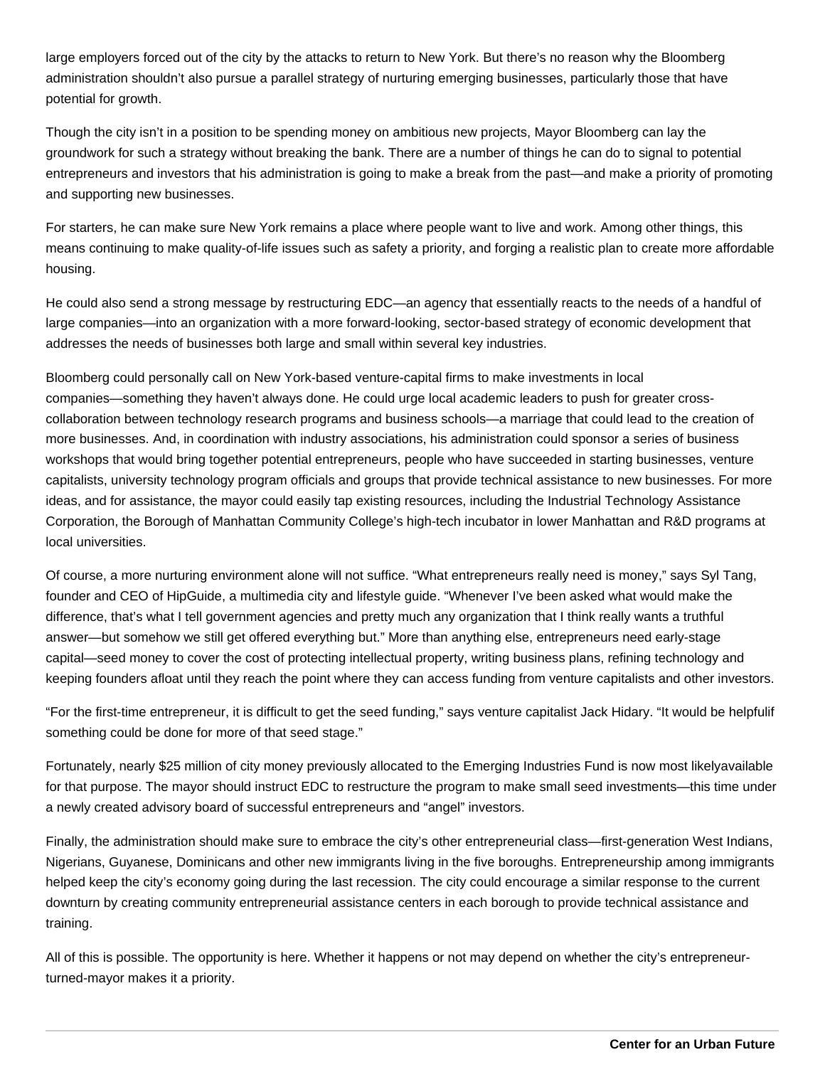large employers forced out of the city by the attacks to return to New York. But there's no reason why the Bloomberg administration shouldn't also pursue a parallel strategy of nurturing emerging businesses, particularly those that have potential for growth.

Though the city isn't in a position to be spending money on ambitious new projects, Mayor Bloomberg can lay the groundwork for such a strategy without breaking the bank. There are a number of things he can do to signal to potential entrepreneurs and investors that his administration is going to make a break from the past—and make a priority of promoting and supporting new businesses.

For starters, he can make sure New York remains a place where people want to live and work. Among other things, this means continuing to make quality-of-life issues such as safety a priority, and forging a realistic plan to create more affordable housing.

He could also send a strong message by restructuring EDC—an agency that essentially reacts to the needs of a handful of large companies—into an organization with a more forward-looking, sector-based strategy of economic development that addresses the needs of businesses both large and small within several key industries.

Bloomberg could personally call on New York-based venture-capital firms to make investments in local companies—something they haven't always done. He could urge local academic leaders to push for greater cross-collaboration between technology research programs and business schools—a marriage that could lead to the creation of more businesses. And, in coordination with industry associations, his administration could sponsor a series of business workshops that would bring together potential entrepreneurs, people who have succeeded in starting businesses, venture capitalists, university technology program officials and groups that provide technical assistance to new businesses. For more ideas, and for assistance, the mayor could easily tap existing resources, including the Industrial Technology Assistance Corporation, the Borough of Manhattan Community College's high-tech incubator in lower Manhattan and R&D programs at local universities.

Of course, a more nurturing environment alone will not suffice. "What entrepreneurs really need is money," says Syl Tang, founder and CEO of HipGuide, a multimedia city and lifestyle guide. "Whenever I've been asked what would make the difference, that's what I tell government agencies and pretty much any organization that I think really wants a truthful answer—but somehow we still get offered everything but." More than anything else, entrepreneurs need early-stage capital—seed money to cover the cost of protecting intellectual property, writing business plans, refining technology and keeping founders afloat until they reach the point where they can access funding from venture capitalists and other investors.

"For the first-time entrepreneur, it is difficult to get the seed funding," says venture capitalist Jack Hidary. "It would be helpfulif something could be done for more of that seed stage."

Fortunately, nearly $25 million of city money previously allocated to the Emerging Industries Fund is now most likelyavailable for that purpose. The mayor should instruct EDC to restructure the program to make small seed investments—this time under a newly created advisory board of successful entrepreneurs and "angel" investors.

Finally, the administration should make sure to embrace the city's other entrepreneurial class—first-generation West Indians, Nigerians, Guyanese, Dominicans and other new immigrants living in the five boroughs. Entrepreneurship among immigrants helped keep the city's economy going during the last recession. The city could encourage a similar response to the current downturn by creating community entrepreneurial assistance centers in each borough to provide technical assistance and training.

All of this is possible. The opportunity is here. Whether it happens or not may depend on whether the city's entrepreneur-turned-mayor makes it a priority.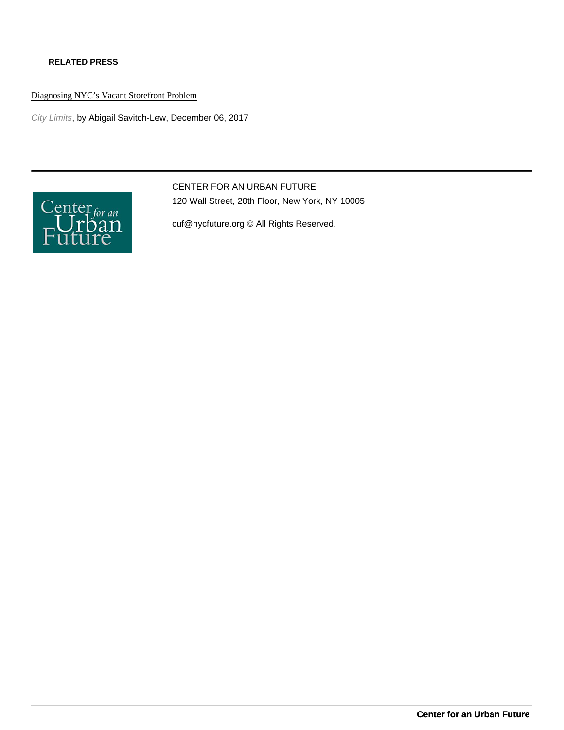**RELATED PRESS**

Diagnosing NYC's Vacant Storefront Problem

*City Limits*, by Abigail Savitch-Lew, December 06, 2017

---

CENTER FOR AN URBAN FUTURE
120 Wall Street, 20th Floor, New York, NY 10005

cuf@nycfuture.org © All Rights Reserved.